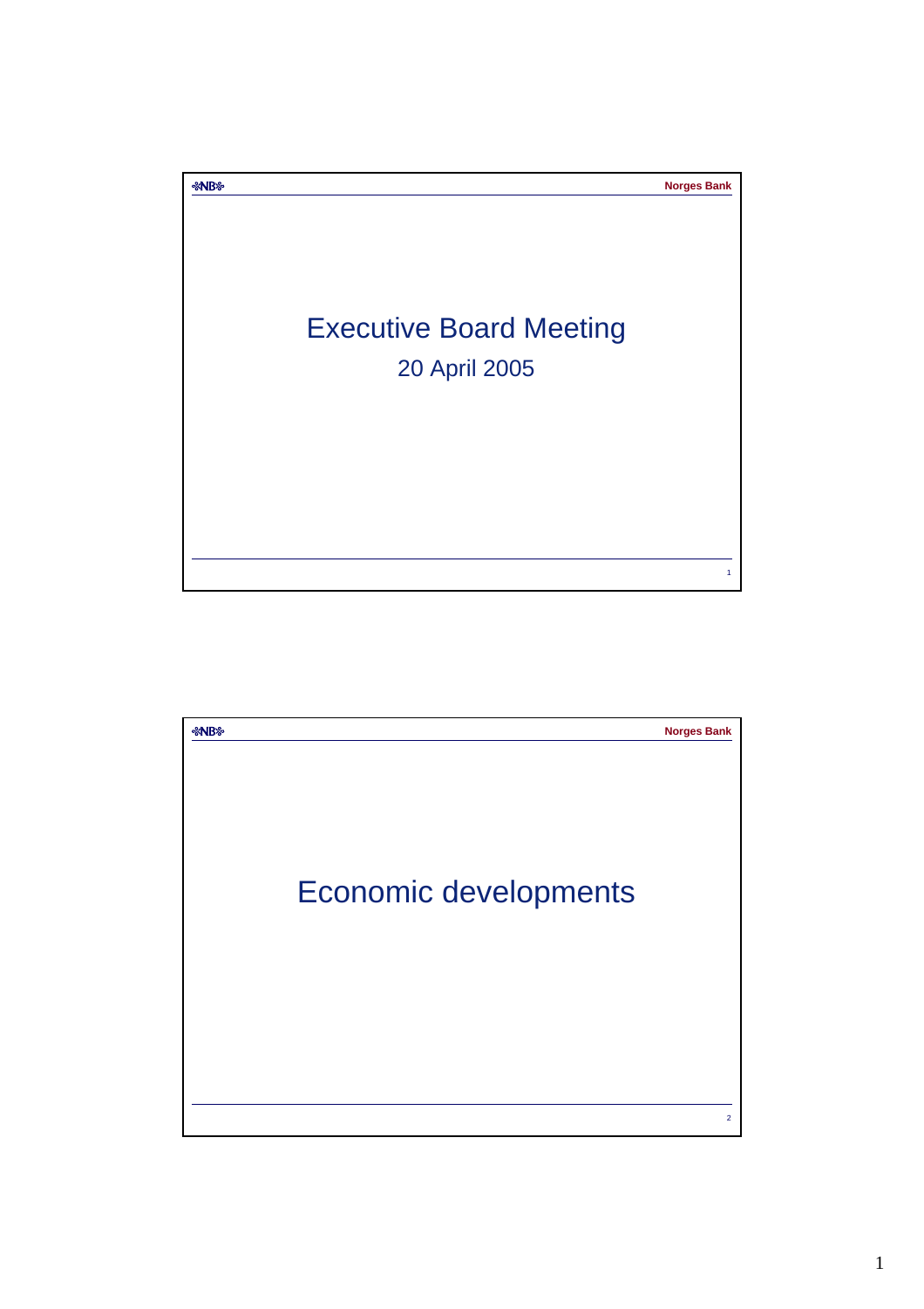# Executive Board Meeting

20 April 2005

# Economic developments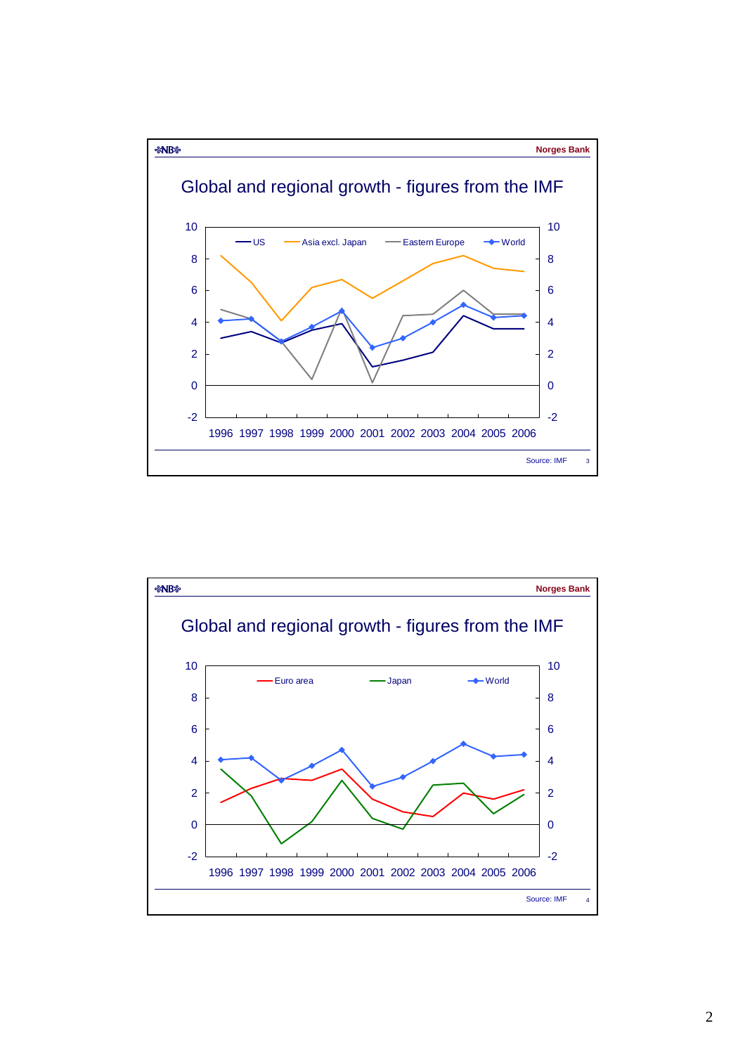Norges Bank

## Global and regional growth - figures from the IMF

US, Asia excl. Japan, Eastern Europe, World

1996 1997 1998 1999 2000 2001 2002 2003 2004 2005 2006

Source: IMF

Norges Bank

## Global and regional growth - figures from the IMF

Euro area, Japan, World

1996 1997 1998 1999 2000 2001 2002 2003 2004 2005 2006

Source: IMF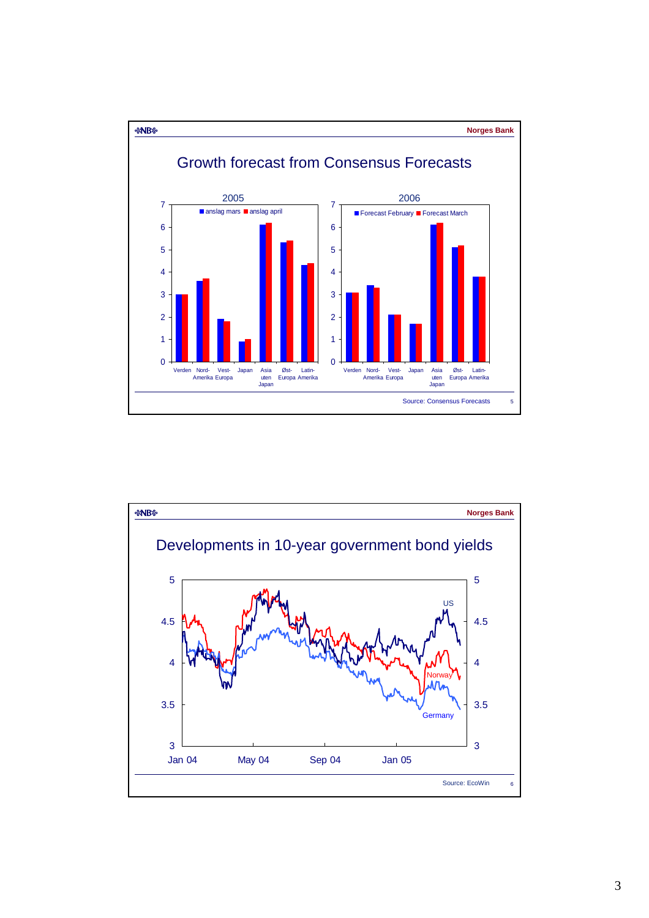# Growth forecast from Consensus Forecasts

**2005** (anslag mars / anslag april)

| Region | anslag mars | anslag april |
| --- | --- | --- |
| Verden | 3.0 | 3.0 |
| Nord-Amerika | 3.6 | 3.7 |
| Vest-Europa | 1.9 | 1.8 |
| Japan | 0.9 | 1.0 |
| Asia uten Japan | 6.1 | 6.2 |
| Øst-Europa | 5.3 | 5.4 |
| Latin-Amerika | 4.3 | 4.4 |

**2006** (Forecast February / Forecast March)

| Region | Forecast February | Forecast March |
| --- | --- | --- |
| Verden | 3.1 | 3.1 |
| Nord-Amerika | 3.4 | 3.3 |
| Vest-Europa | 2.1 | 2.1 |
| Japan | 1.7 | 1.7 |
| Asia uten Japan | 6.1 | 6.2 |
| Øst-Europa | 5.1 | 5.2 |
| Latin-Amerika | 3.8 | 3.8 |

Source: Consensus Forecasts

# Developments in 10-year government bond yields

Chart: US, Norway, Germany, Jan 04 – Jan 05 (3–5 per cent)

Source: EcoWin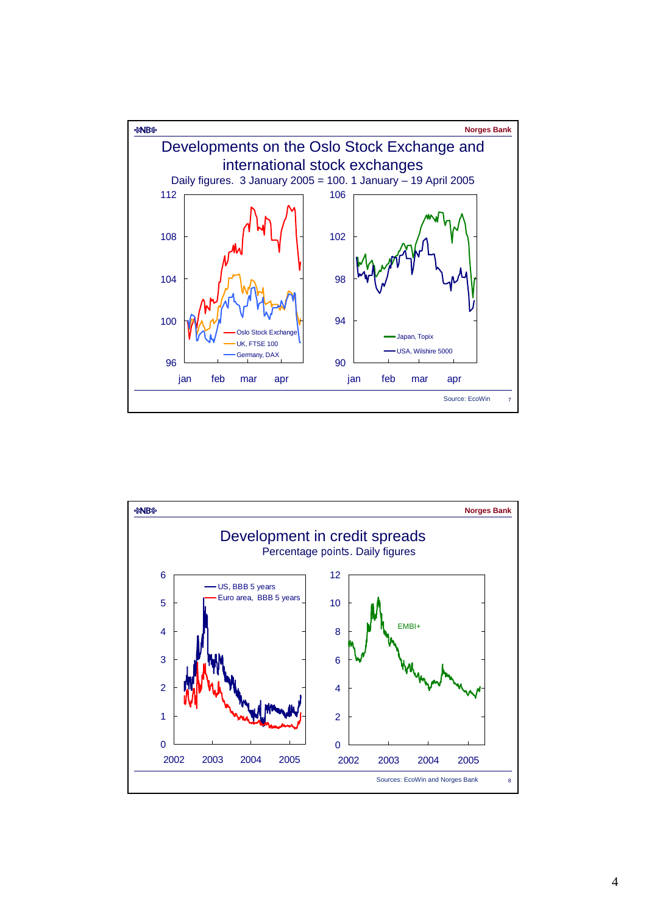## Developments on the Oslo Stock Exchange and international stock exchanges

Daily figures. 3 January 2005 = 100. 1 January – 19 April 2005

Oslo Stock Exchange; UK, FTSE 100; Germany, DAX

Japan, Topix; USA, Wilshire 5000

Source: EcoWin

## Development in credit spreads

Percentage points. Daily figures

US, BBB 5 years; Euro area, BBB 5 years

EMBI+

Sources: EcoWin and Norges Bank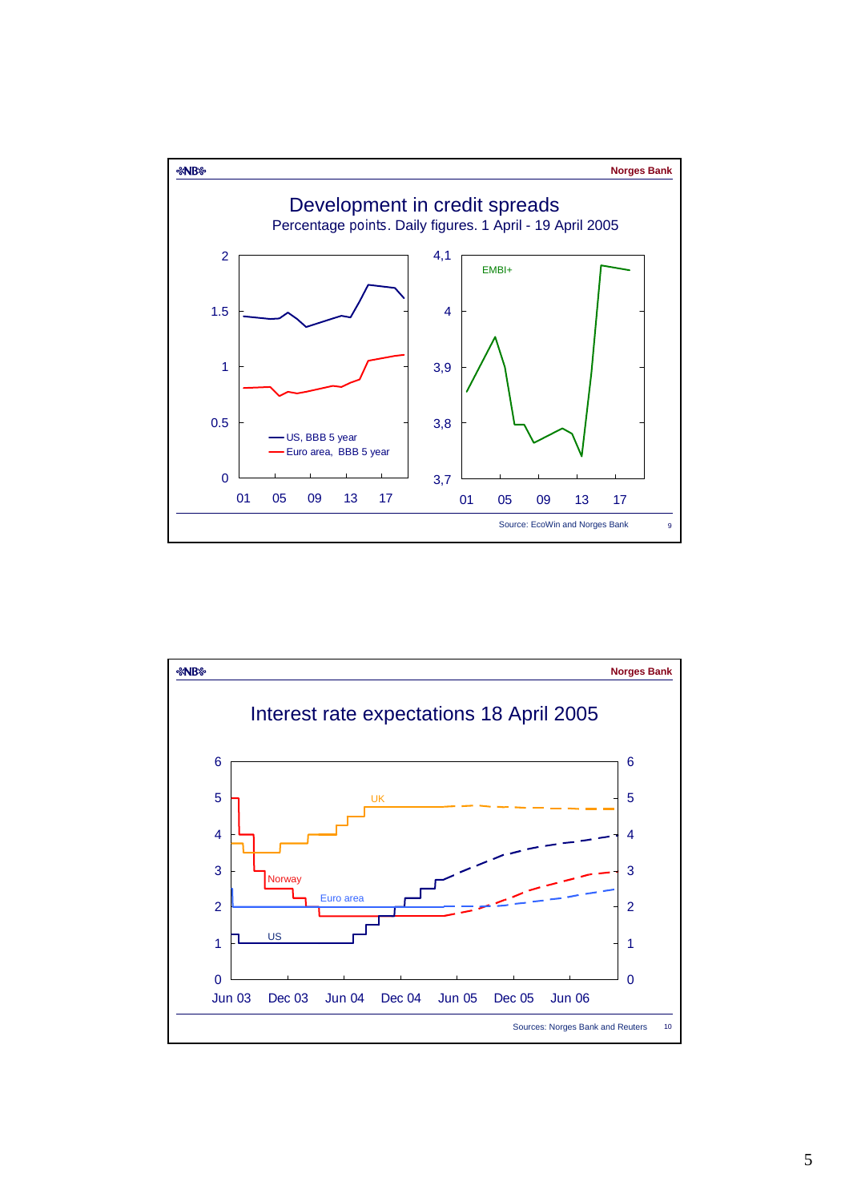## Development in credit spreads

Percentage points. Daily figures. 1 April - 19 April 2005

US, BBB 5 year

Euro area, BBB 5 year

EMBI+

Source: EcoWin and Norges Bank

## Interest rate expectations 18 April 2005

UK

Norway

Euro area

US

Sources: Norges Bank and Reuters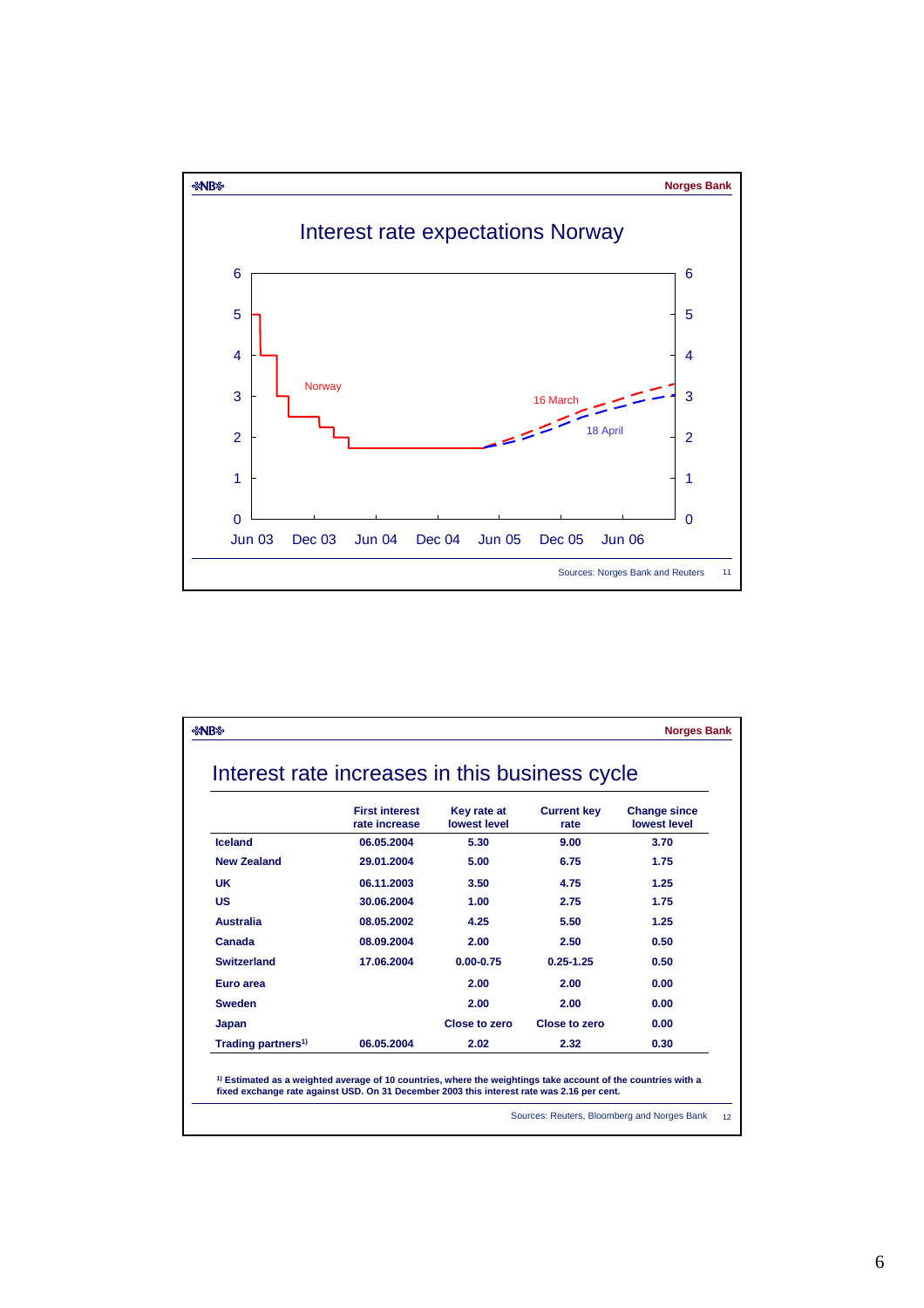## Interest rate expectations Norway

Norway

16 March

18 April

Sources: Norges Bank and Reuters

## Interest rate increases in this business cycle

| | First interest rate increase | Key rate at lowest level | Current key rate | Change since lowest level |
|---|---|---|---|---|
| **Iceland** | 06.05.2004 | 5.30 | 9.00 | 3.70 |
| **New Zealand** | 29.01.2004 | 5.00 | 6.75 | 1.75 |
| **UK** | 06.11.2003 | 3.50 | 4.75 | 1.25 |
| **US** | 30.06.2004 | 1.00 | 2.75 | 1.75 |
| **Australia** | 08.05.2002 | 4.25 | 5.50 | 1.25 |
| **Canada** | 08.09.2004 | 2.00 | 2.50 | 0.50 |
| **Switzerland** | 17.06.2004 | 0.00-0.75 | 0.25-1.25 | 0.50 |
| **Euro area** | | 2.00 | 2.00 | 0.00 |
| **Sweden** | | 2.00 | 2.00 | 0.00 |
| **Japan** | | Close to zero | Close to zero | 0.00 |
| **Trading partners[1)]** | 06.05.2004 | 2.02 | 2.32 | 0.30 |

[1)] Estimated as a weighted average of 10 countries, where the weightings take account of the countries with a fixed exchange rate against USD. On 31 December 2003 this interest rate was 2.16 per cent.

Sources: Reuters, Bloomberg and Norges Bank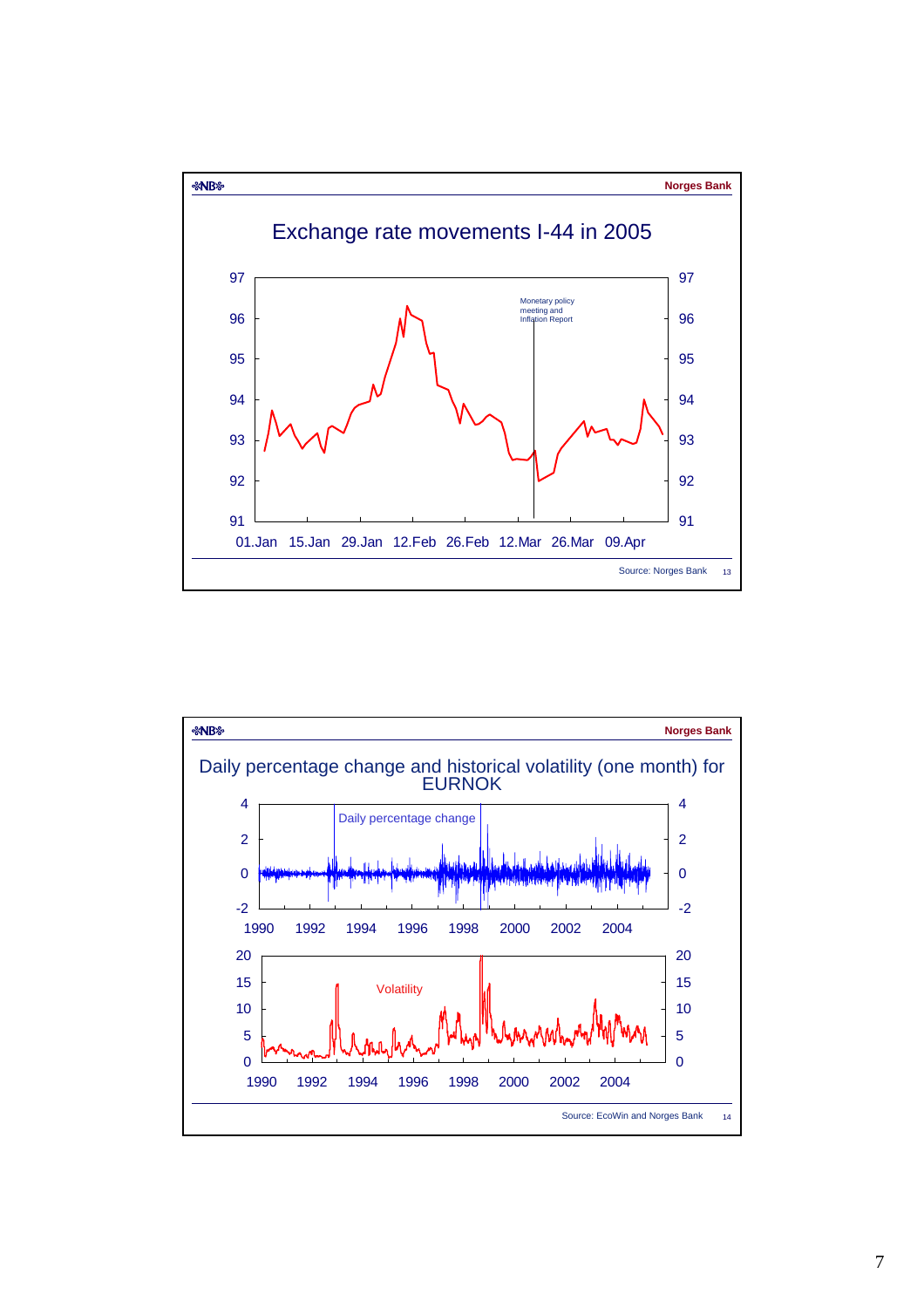Norges Bank

## Exchange rate movements I-44 in 2005

Monetary policy meeting and Inflation Report

01.Jan 15.Jan 29.Jan 12.Feb 26.Feb 12.Mar 26.Mar 09.Apr

Source: Norges Bank

Norges Bank

## Daily percentage change and historical volatility (one month) for EURNOK

Daily percentage change

Volatility

Source: EcoWin and Norges Bank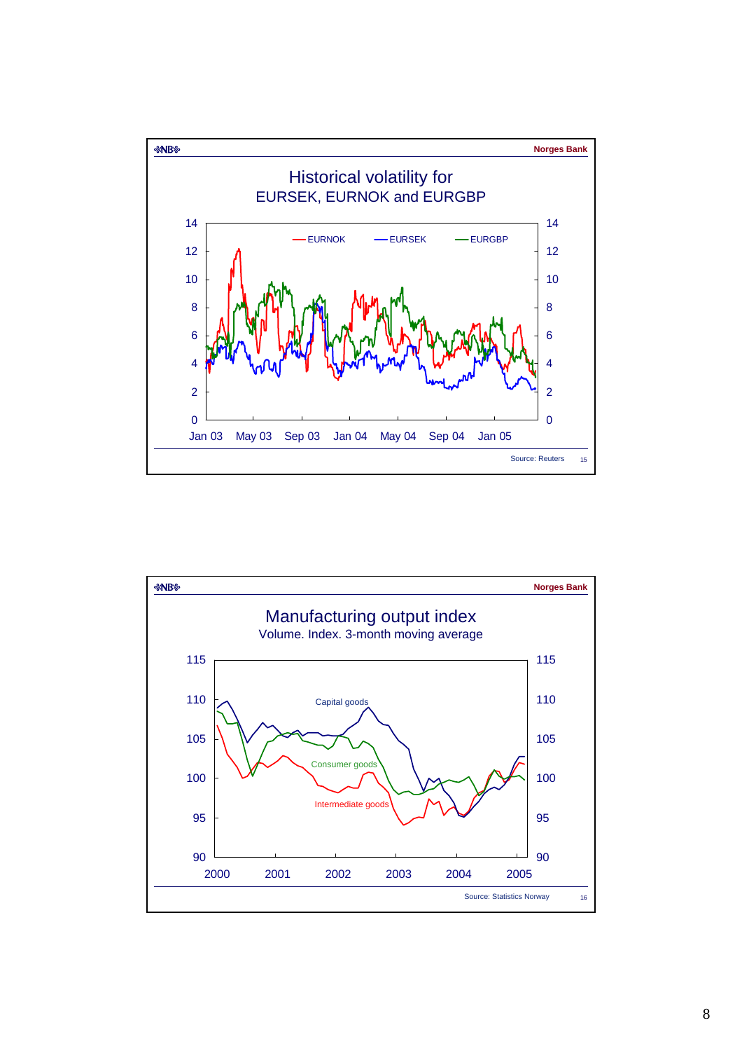Norges Bank

## Historical volatility for EURSEK, EURNOK and EURGBP

EURNOK — EURSEK — EURGBP

Source: Reuters

15

Norges Bank

## Manufacturing output index

Volume. Index. 3-month moving average

Capital goods

Consumer goods

Intermediate goods

Source: Statistics Norway

16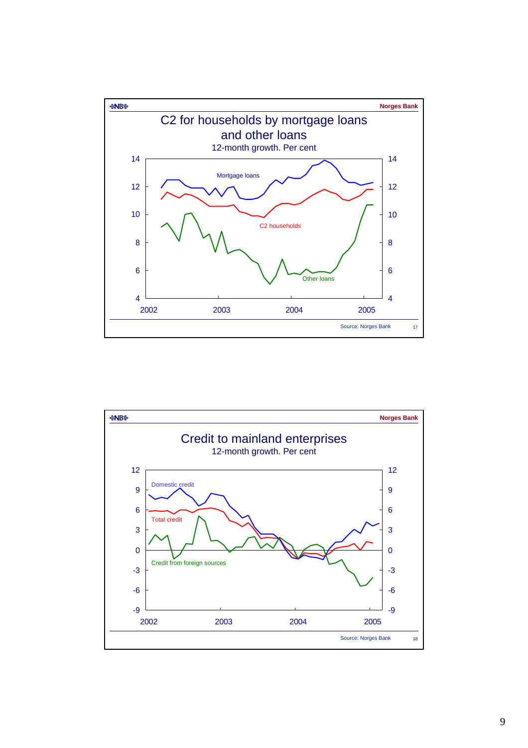Norges Bank

## C2 for households by mortgage loans and other loans

12-month growth. Per cent

Mortgage loans

C2 households

Other loans

Source: Norges Bank

Norges Bank

## Credit to mainland enterprises

12-month growth. Per cent

Domestic credit

Total credit

Credit from foreign sources

Source: Norges Bank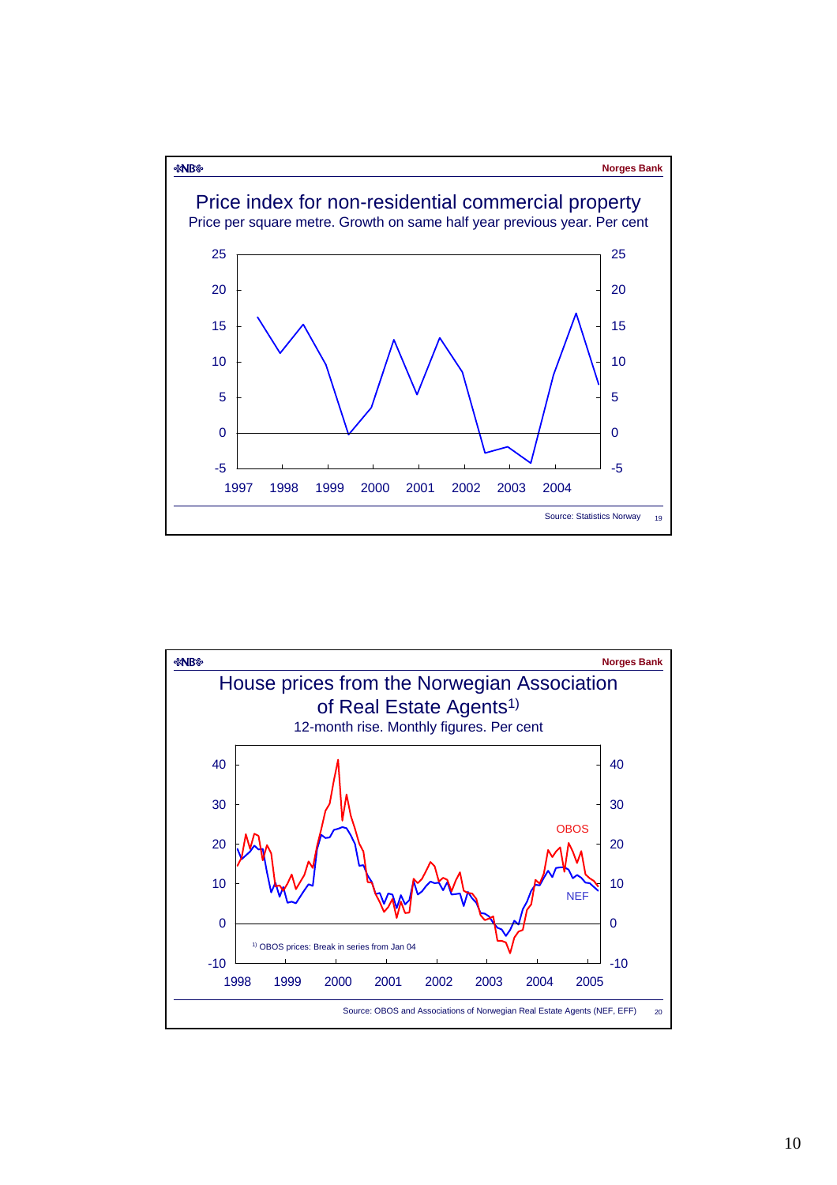Norges Bank

## Price index for non-residential commercial property

Price per square metre. Growth on same half year previous year. Per cent

Source: Statistics Norway

Norges Bank

## House prices from the Norwegian Association of Real Estate Agents[1)]

12-month rise. Monthly figures. Per cent

[1)] OBOS prices: Break in series from Jan 04

Source: OBOS and Associations of Norwegian Real Estate Agents (NEF, EFF)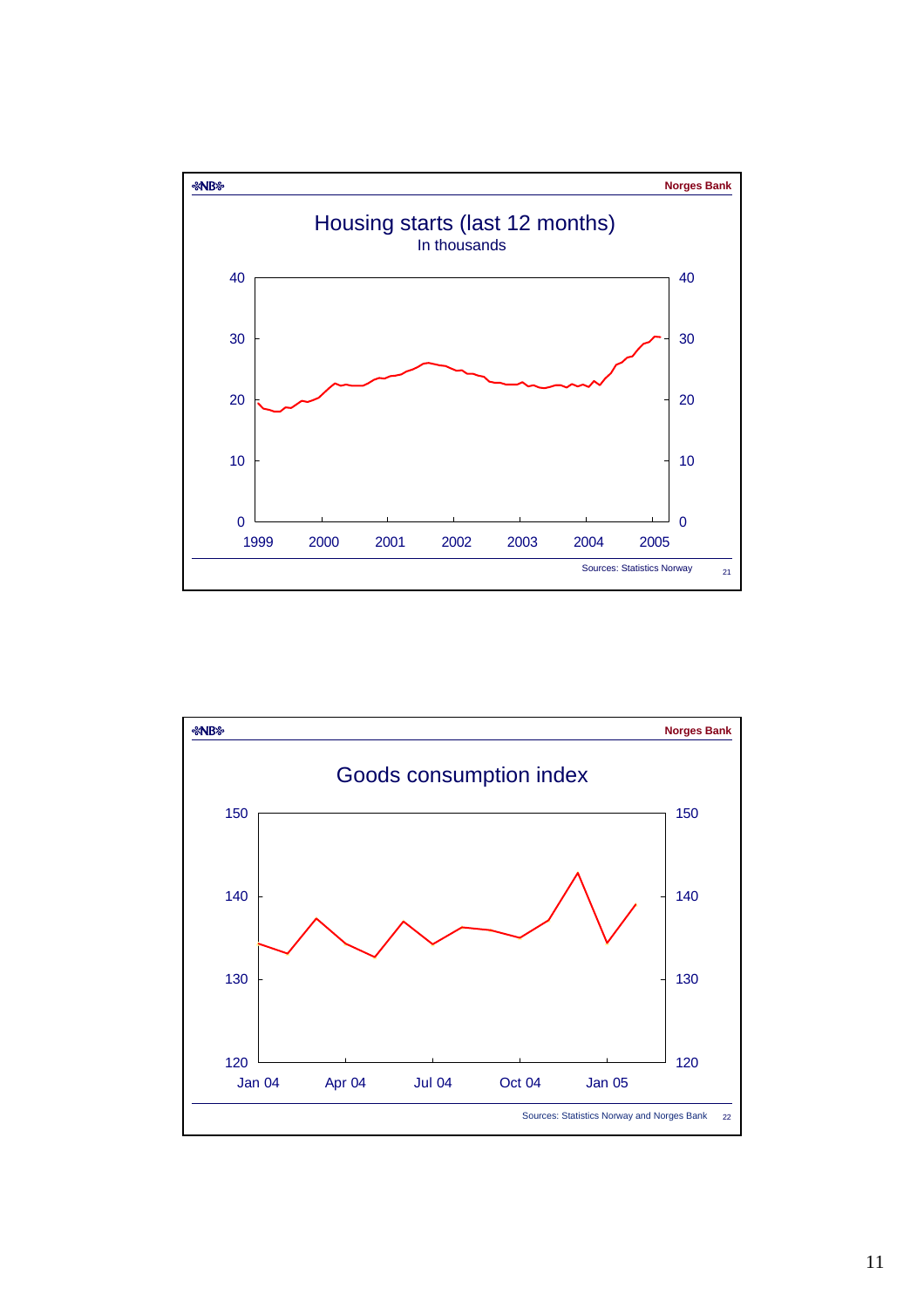## Housing starts (last 12 months)

In thousands

Sources: Statistics Norway

## Goods consumption index

Sources: Statistics Norway and Norges Bank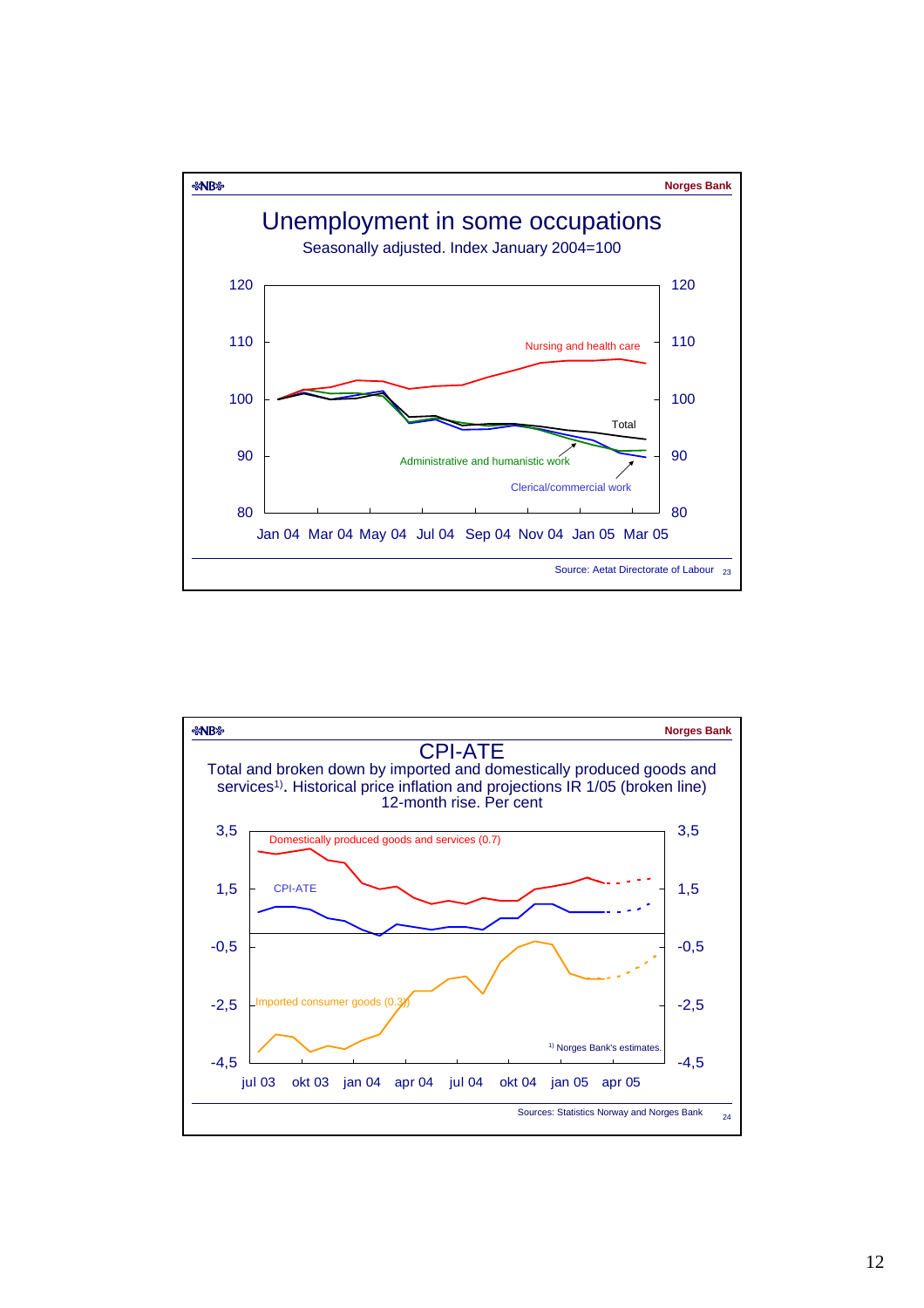Norges Bank

# Unemployment in some occupations

Seasonally adjusted. Index January 2004=100

Nursing and health care

Total

Administrative and humanistic work

Clerical/commercial work

Jan 04 Mar 04 May 04 Jul 04 Sep 04 Nov 04 Jan 05 Mar 05

Source: Aetat Directorate of Labour

Norges Bank

# CPI-ATE

Total and broken down by imported and domestically produced goods and services[1]. Historical price inflation and projections IR 1/05 (broken line) 12-month rise. Per cent

Domestically produced goods and services (0.7)

CPI-ATE

Imported consumer goods (0.3)

[1] Norges Bank's estimates.

jul 03 okt 03 jan 04 apr 04 jul 04 okt 04 jan 05 apr 05

Sources: Statistics Norway and Norges Bank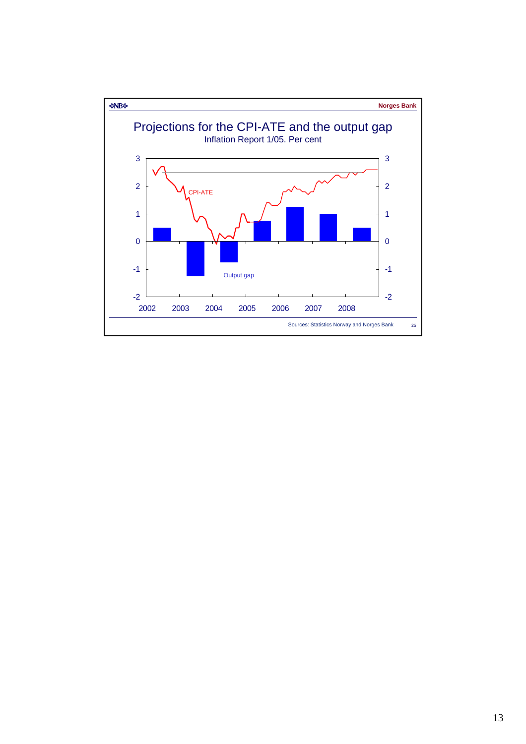Norges Bank

# Projections for the CPI-ATE and the output gap

Inflation Report 1/05. Per cent

CPI-ATE

Output gap

3
2
1
0
-1
-2

2002 2003 2004 2005 2006 2007 2008

Sources: Statistics Norway and Norges Bank